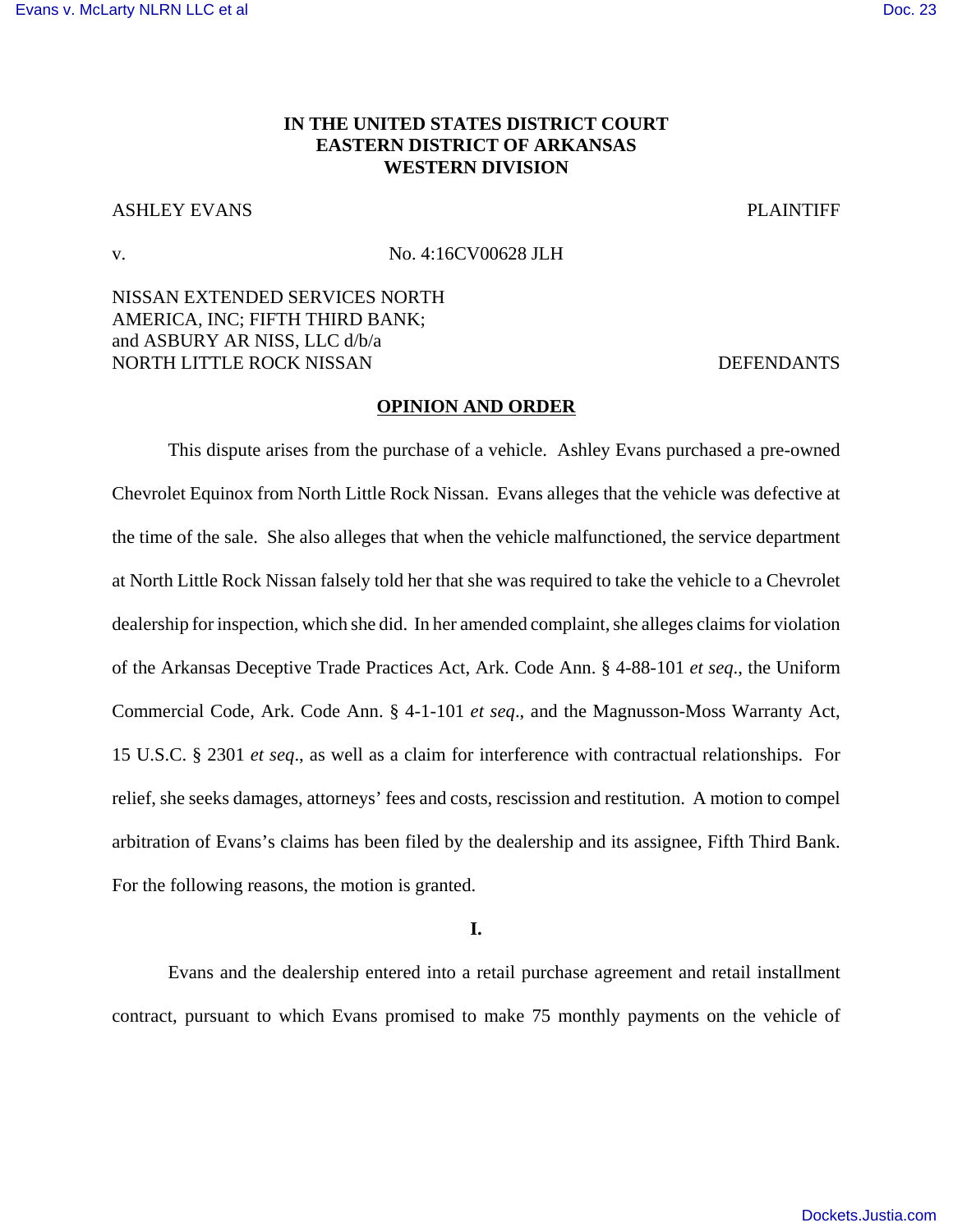**IN THE UNITED STATES DISTRICT COURT**
**EASTERN DISTRICT OF ARKANSAS**
**WESTERN DIVISION**

ASHLEY EVANS PLAINTIFF

v. No. 4:16CV00628 JLH

NISSAN EXTENDED SERVICES NORTH AMERICA, INC; FIFTH THIRD BANK; and ASBURY AR NISS, LLC d/b/a NORTH LITTLE ROCK NISSAN DEFENDANTS

**OPINION AND ORDER**

This dispute arises from the purchase of a vehicle. Ashley Evans purchased a pre-owned Chevrolet Equinox from North Little Rock Nissan. Evans alleges that the vehicle was defective at the time of the sale. She also alleges that when the vehicle malfunctioned, the service department at North Little Rock Nissan falsely told her that she was required to take the vehicle to a Chevrolet dealership for inspection, which she did. In her amended complaint, she alleges claims for violation of the Arkansas Deceptive Trade Practices Act, Ark. Code Ann. § 4-88-101 *et seq*., the Uniform Commercial Code, Ark. Code Ann. § 4-1-101 *et seq*., and the Magnusson-Moss Warranty Act, 15 U.S.C. § 2301 *et seq*., as well as a claim for interference with contractual relationships. For relief, she seeks damages, attorneys' fees and costs, rescission and restitution. A motion to compel arbitration of Evans's claims has been filed by the dealership and its assignee, Fifth Third Bank. For the following reasons, the motion is granted.

**I.**

Evans and the dealership entered into a retail purchase agreement and retail installment contract, pursuant to which Evans promised to make 75 monthly payments on the vehicle of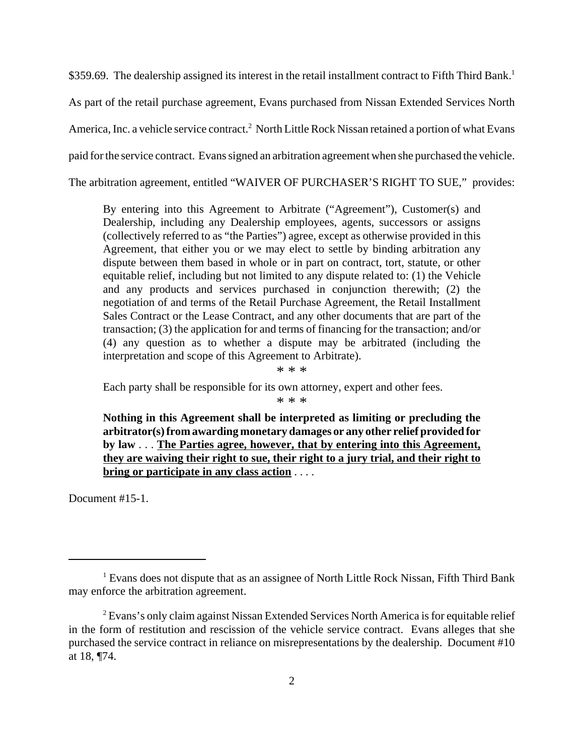$359.69. The dealership assigned its interest in the retail installment contract to Fifth Third Bank.[1] As part of the retail purchase agreement, Evans purchased from Nissan Extended Services North America, Inc. a vehicle service contract.[2] North Little Rock Nissan retained a portion of what Evans paid for the service contract. Evans signed an arbitration agreement when she purchased the vehicle. The arbitration agreement, entitled "WAIVER OF PURCHASER'S RIGHT TO SUE," provides:

> By entering into this Agreement to Arbitrate ("Agreement"), Customer(s) and Dealership, including any Dealership employees, agents, successors or assigns (collectively referred to as "the Parties") agree, except as otherwise provided in this Agreement, that either you or we may elect to settle by binding arbitration any dispute between them based in whole or in part on contract, tort, statute, or other equitable relief, including but not limited to any dispute related to: (1) the Vehicle and any products and services purchased in conjunction therewith; (2) the negotiation of and terms of the Retail Purchase Agreement, the Retail Installment Sales Contract or the Lease Contract, and any other documents that are part of the transaction; (3) the application for and terms of financing for the transaction; and/or (4) any question as to whether a dispute may be arbitrated (including the interpretation and scope of this Agreement to Arbitrate).
>
> \* \* \*
>
> Each party shall be responsible for its own attorney, expert and other fees.
>
> \* \* \*
>
> **Nothing in this Agreement shall be interpreted as limiting or precluding the arbitrator(s) from awarding monetary damages or any other relief provided for by law** . . . **<u>The Parties agree, however, that by entering into this Agreement, they are waiving their right to sue, their right to a jury trial, and their right to bring or participate in any class action</u>** . . . .

Document #15-1.

---

[1] Evans does not dispute that as an assignee of North Little Rock Nissan, Fifth Third Bank may enforce the arbitration agreement.

[2] Evans's only claim against Nissan Extended Services North America is for equitable relief in the form of restitution and rescission of the vehicle service contract. Evans alleges that she purchased the service contract in reliance on misrepresentations by the dealership. Document #10 at 18, ¶74.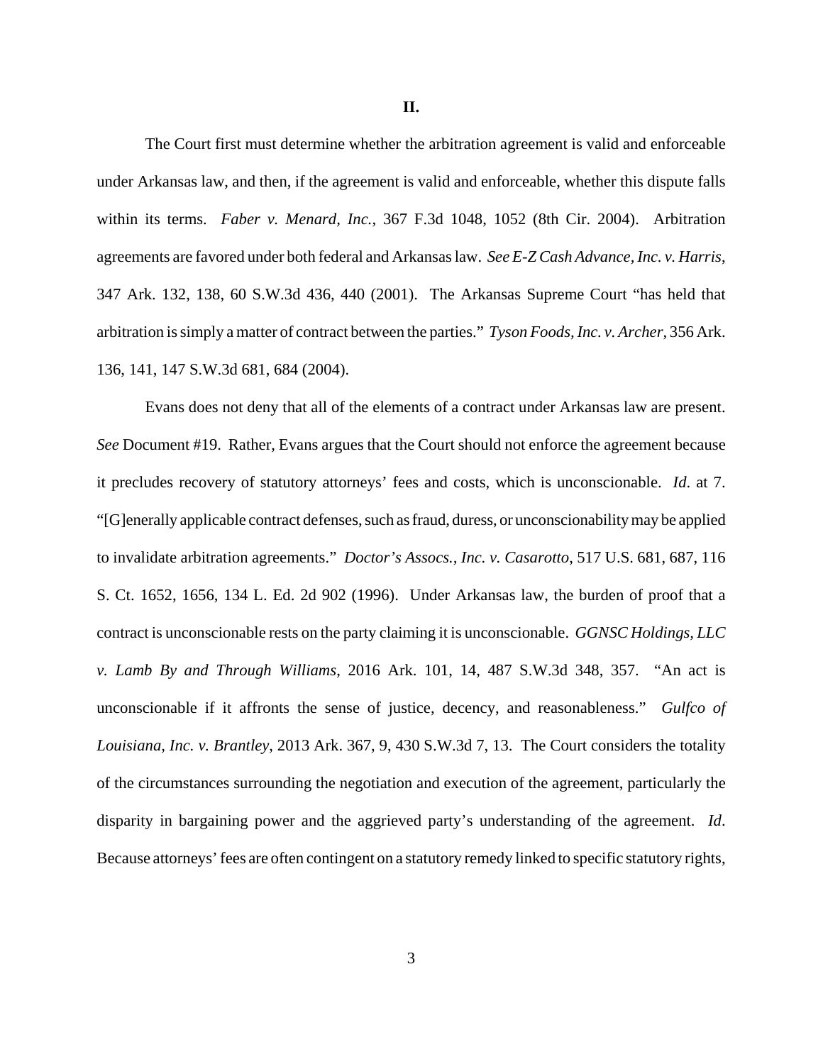**II.**

The Court first must determine whether the arbitration agreement is valid and enforceable under Arkansas law, and then, if the agreement is valid and enforceable, whether this dispute falls within its terms. *Faber v. Menard, Inc.*, 367 F.3d 1048, 1052 (8th Cir. 2004). Arbitration agreements are favored under both federal and Arkansas law. *See E-Z Cash Advance, Inc. v. Harris*, 347 Ark. 132, 138, 60 S.W.3d 436, 440 (2001). The Arkansas Supreme Court "has held that arbitration is simply a matter of contract between the parties." *Tyson Foods, Inc. v. Archer*, 356 Ark. 136, 141, 147 S.W.3d 681, 684 (2004).

Evans does not deny that all of the elements of a contract under Arkansas law are present. *See* Document #19. Rather, Evans argues that the Court should not enforce the agreement because it precludes recovery of statutory attorneys' fees and costs, which is unconscionable. *Id.* at 7. "[G]enerally applicable contract defenses, such as fraud, duress, or unconscionability may be applied to invalidate arbitration agreements." *Doctor's Assocs., Inc. v. Casarotto*, 517 U.S. 681, 687, 116 S. Ct. 1652, 1656, 134 L. Ed. 2d 902 (1996). Under Arkansas law, the burden of proof that a contract is unconscionable rests on the party claiming it is unconscionable. *GGNSC Holdings, LLC v. Lamb By and Through Williams*, 2016 Ark. 101, 14, 487 S.W.3d 348, 357. "An act is unconscionable if it affronts the sense of justice, decency, and reasonableness." *Gulfco of Louisiana, Inc. v. Brantley*, 2013 Ark. 367, 9, 430 S.W.3d 7, 13. The Court considers the totality of the circumstances surrounding the negotiation and execution of the agreement, particularly the disparity in bargaining power and the aggrieved party's understanding of the agreement. *Id*. Because attorneys' fees are often contingent on a statutory remedy linked to specific statutory rights,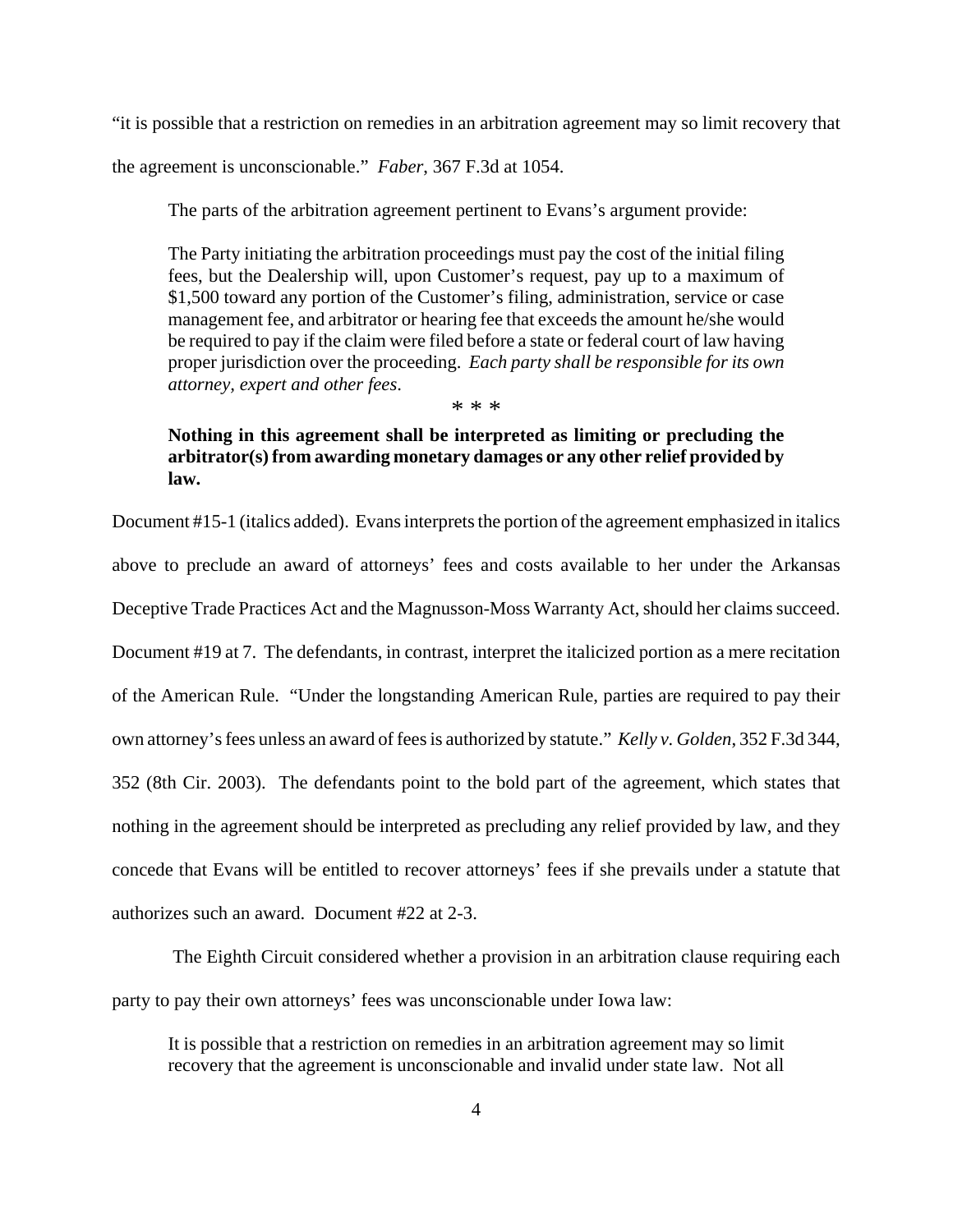"it is possible that a restriction on remedies in an arbitration agreement may so limit recovery that the agreement is unconscionable." *Faber*, 367 F.3d at 1054.

The parts of the arbitration agreement pertinent to Evans's argument provide:

> The Party initiating the arbitration proceedings must pay the cost of the initial filing fees, but the Dealership will, upon Customer's request, pay up to a maximum of $1,500 toward any portion of the Customer's filing, administration, service or case management fee, and arbitrator or hearing fee that exceeds the amount he/she would be required to pay if the claim were filed before a state or federal court of law having proper jurisdiction over the proceeding. *Each party shall be responsible for its own attorney, expert and other fees.*
>
> \* \* \*
>
> **Nothing in this agreement shall be interpreted as limiting or precluding the arbitrator(s) from awarding monetary damages or any other relief provided by law.**

Document #15-1 (italics added). Evans interprets the portion of the agreement emphasized in italics above to preclude an award of attorneys' fees and costs available to her under the Arkansas Deceptive Trade Practices Act and the Magnusson-Moss Warranty Act, should her claims succeed. Document #19 at 7. The defendants, in contrast, interpret the italicized portion as a mere recitation of the American Rule. "Under the longstanding American Rule, parties are required to pay their own attorney's fees unless an award of fees is authorized by statute." *Kelly v. Golden*, 352 F.3d 344, 352 (8th Cir. 2003). The defendants point to the bold part of the agreement, which states that nothing in the agreement should be interpreted as precluding any relief provided by law, and they concede that Evans will be entitled to recover attorneys' fees if she prevails under a statute that authorizes such an award. Document #22 at 2-3.

The Eighth Circuit considered whether a provision in an arbitration clause requiring each party to pay their own attorneys' fees was unconscionable under Iowa law:

> It is possible that a restriction on remedies in an arbitration agreement may so limit recovery that the agreement is unconscionable and invalid under state law. Not all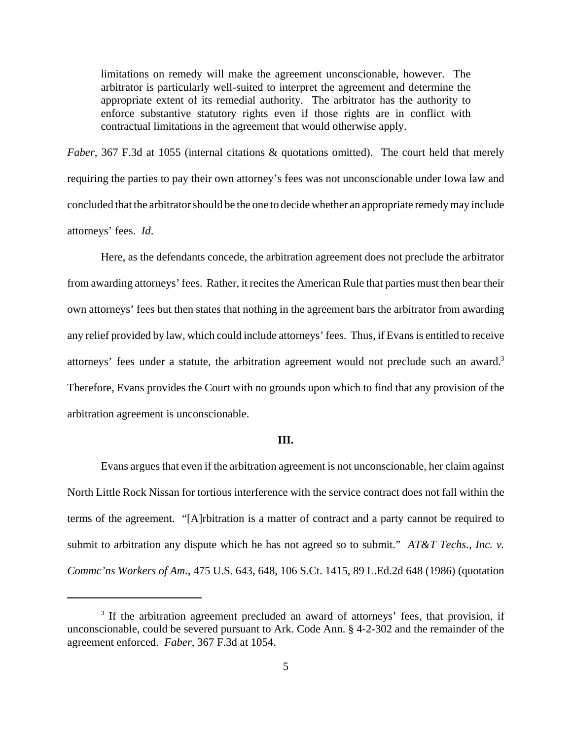> limitations on remedy will make the agreement unconscionable, however. The arbitrator is particularly well-suited to interpret the agreement and determine the appropriate extent of its remedial authority. The arbitrator has the authority to enforce substantive statutory rights even if those rights are in conflict with contractual limitations in the agreement that would otherwise apply.

*Faber*, 367 F.3d at 1055 (internal citations & quotations omitted). The court held that merely requiring the parties to pay their own attorney's fees was not unconscionable under Iowa law and concluded that the arbitrator should be the one to decide whether an appropriate remedy may include attorneys' fees. *Id*.

Here, as the defendants concede, the arbitration agreement does not preclude the arbitrator from awarding attorneys' fees. Rather, it recites the American Rule that parties must then bear their own attorneys' fees but then states that nothing in the agreement bars the arbitrator from awarding any relief provided by law, which could include attorneys' fees. Thus, if Evans is entitled to receive attorneys' fees under a statute, the arbitration agreement would not preclude such an award.[3] Therefore, Evans provides the Court with no grounds upon which to find that any provision of the arbitration agreement is unconscionable.

**III.**

Evans argues that even if the arbitration agreement is not unconscionable, her claim against North Little Rock Nissan for tortious interference with the service contract does not fall within the terms of the agreement. "[A]rbitration is a matter of contract and a party cannot be required to submit to arbitration any dispute which he has not agreed so to submit." *AT&T Techs., Inc. v. Commc'ns Workers of Am.*, 475 U.S. 643, 648, 106 S.Ct. 1415, 89 L.Ed.2d 648 (1986) (quotation

---

[3] If the arbitration agreement precluded an award of attorneys' fees, that provision, if unconscionable, could be severed pursuant to Ark. Code Ann. § 4-2-302 and the remainder of the agreement enforced. *Faber*, 367 F.3d at 1054.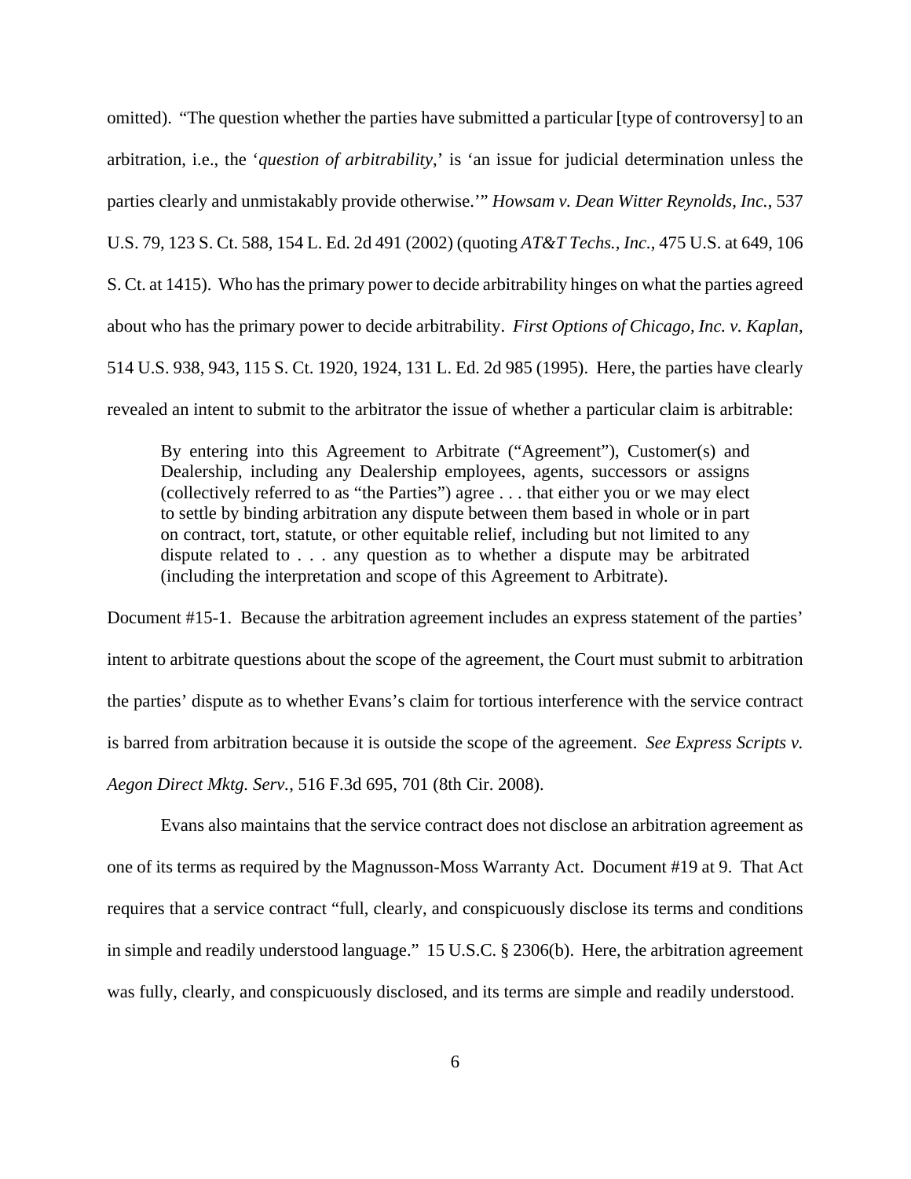omitted). "The question whether the parties have submitted a particular [type of controversy] to an arbitration, i.e., the '*question of arbitrability*,' is 'an issue for judicial determination unless the parties clearly and unmistakably provide otherwise.'" *Howsam v. Dean Witter Reynolds, Inc.*, 537 U.S. 79, 123 S. Ct. 588, 154 L. Ed. 2d 491 (2002) (quoting *AT&T Techs., Inc.*, 475 U.S. at 649, 106 S. Ct. at 1415). Who has the primary power to decide arbitrability hinges on what the parties agreed about who has the primary power to decide arbitrability. *First Options of Chicago, Inc. v. Kaplan*, 514 U.S. 938, 943, 115 S. Ct. 1920, 1924, 131 L. Ed. 2d 985 (1995). Here, the parties have clearly revealed an intent to submit to the arbitrator the issue of whether a particular claim is arbitrable:

> By entering into this Agreement to Arbitrate ("Agreement"), Customer(s) and Dealership, including any Dealership employees, agents, successors or assigns (collectively referred to as "the Parties") agree . . . that either you or we may elect to settle by binding arbitration any dispute between them based in whole or in part on contract, tort, statute, or other equitable relief, including but not limited to any dispute related to . . . any question as to whether a dispute may be arbitrated (including the interpretation and scope of this Agreement to Arbitrate).

Document #15-1. Because the arbitration agreement includes an express statement of the parties' intent to arbitrate questions about the scope of the agreement, the Court must submit to arbitration the parties' dispute as to whether Evans's claim for tortious interference with the service contract is barred from arbitration because it is outside the scope of the agreement. *See Express Scripts v. Aegon Direct Mktg. Serv.*, 516 F.3d 695, 701 (8th Cir. 2008).

Evans also maintains that the service contract does not disclose an arbitration agreement as one of its terms as required by the Magnusson-Moss Warranty Act. Document #19 at 9. That Act requires that a service contract "full, clearly, and conspicuously disclose its terms and conditions in simple and readily understood language." 15 U.S.C. § 2306(b). Here, the arbitration agreement was fully, clearly, and conspicuously disclosed, and its terms are simple and readily understood.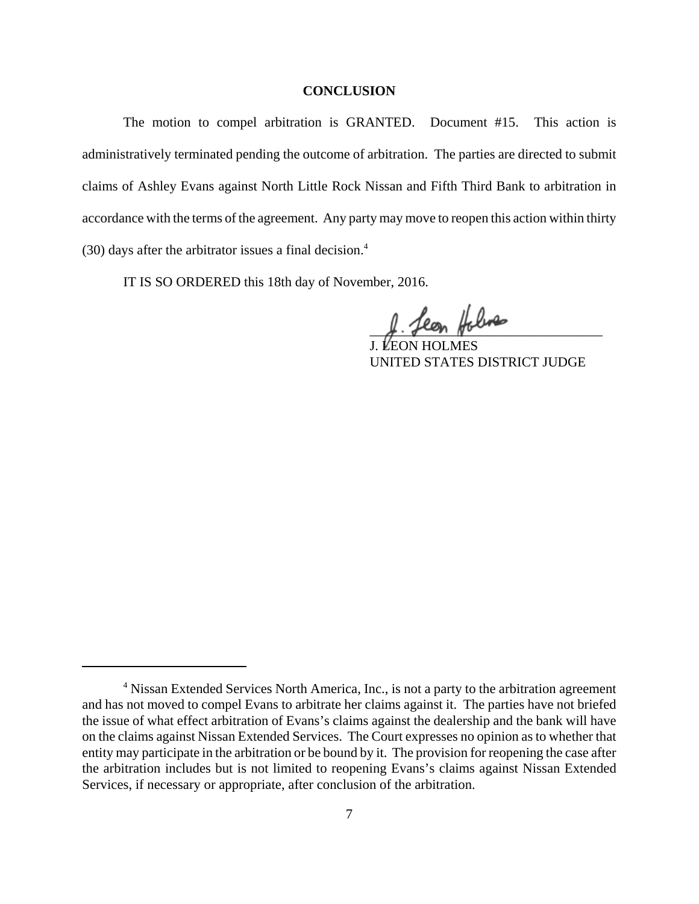**CONCLUSION**

The motion to compel arbitration is GRANTED. Document #15. This action is administratively terminated pending the outcome of arbitration. The parties are directed to submit claims of Ashley Evans against North Little Rock Nissan and Fifth Third Bank to arbitration in accordance with the terms of the agreement. Any party may move to reopen this action within thirty (30) days after the arbitrator issues a final decision.[4]

IT IS SO ORDERED this 18th day of November, 2016.

J. LEON HOLMES
UNITED STATES DISTRICT JUDGE

---

[4] Nissan Extended Services North America, Inc., is not a party to the arbitration agreement and has not moved to compel Evans to arbitrate her claims against it. The parties have not briefed the issue of what effect arbitration of Evans's claims against the dealership and the bank will have on the claims against Nissan Extended Services. The Court expresses no opinion as to whether that entity may participate in the arbitration or be bound by it. The provision for reopening the case after the arbitration includes but is not limited to reopening Evans's claims against Nissan Extended Services, if necessary or appropriate, after conclusion of the arbitration.